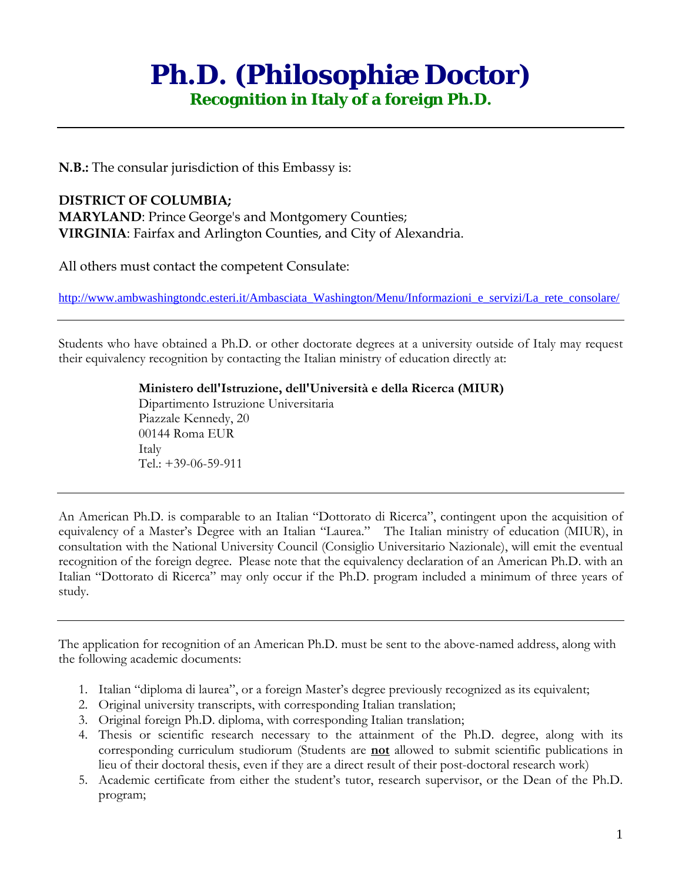# Ph.D. (Philosophiæ Doctor)

## Recognition in Italy of a foreign Ph.D.

---

**N.B.:** The consular jurisdiction of this Embassy is:

**DISTRICT OF COLUMBIA;**
**MARYLAND**: Prince George's and Montgomery Counties;
**VIRGINIA**: Fairfax and Arlington Counties, and City of Alexandria.

All others must contact the competent Consulate:

http://www.ambwashingtondc.esteri.it/Ambasciata_Washington/Menu/Informazioni_e_servizi/La_rete_consolare/

---

Students who have obtained a Ph.D. or other doctorate degrees at a university outside of Italy may request their equivalency recognition by contacting the Italian ministry of education directly at:

> **Ministero dell'Istruzione, dell'Università e della Ricerca (MIUR)**
> Dipartimento Istruzione Universitaria
> Piazzale Kennedy, 20
> 00144 Roma EUR
> Italy
> Tel.: +39-06-59-911

---

An American Ph.D. is comparable to an Italian "Dottorato di Ricerca", contingent upon the acquisition of equivalency of a Master's Degree with an Italian "Laurea." The Italian ministry of education (MIUR), in consultation with the National University Council (Consiglio Universitario Nazionale), will emit the eventual recognition of the foreign degree. Please note that the equivalency declaration of an American Ph.D. with an Italian "Dottorato di Ricerca" may only occur if the Ph.D. program included a minimum of three years of study.

---

The application for recognition of an American Ph.D. must be sent to the above-named address, along with the following academic documents:

1. Italian "diploma di laurea", or a foreign Master's degree previously recognized as its equivalent;
2. Original university transcripts, with corresponding Italian translation;
3. Original foreign Ph.D. diploma, with corresponding Italian translation;
4. Thesis or scientific research necessary to the attainment of the Ph.D. degree, along with its corresponding curriculum studiorum (Students are **not** allowed to submit scientific publications in lieu of their doctoral thesis, even if they are a direct result of their post-doctoral research work)
5. Academic certificate from either the student's tutor, research supervisor, or the Dean of the Ph.D. program;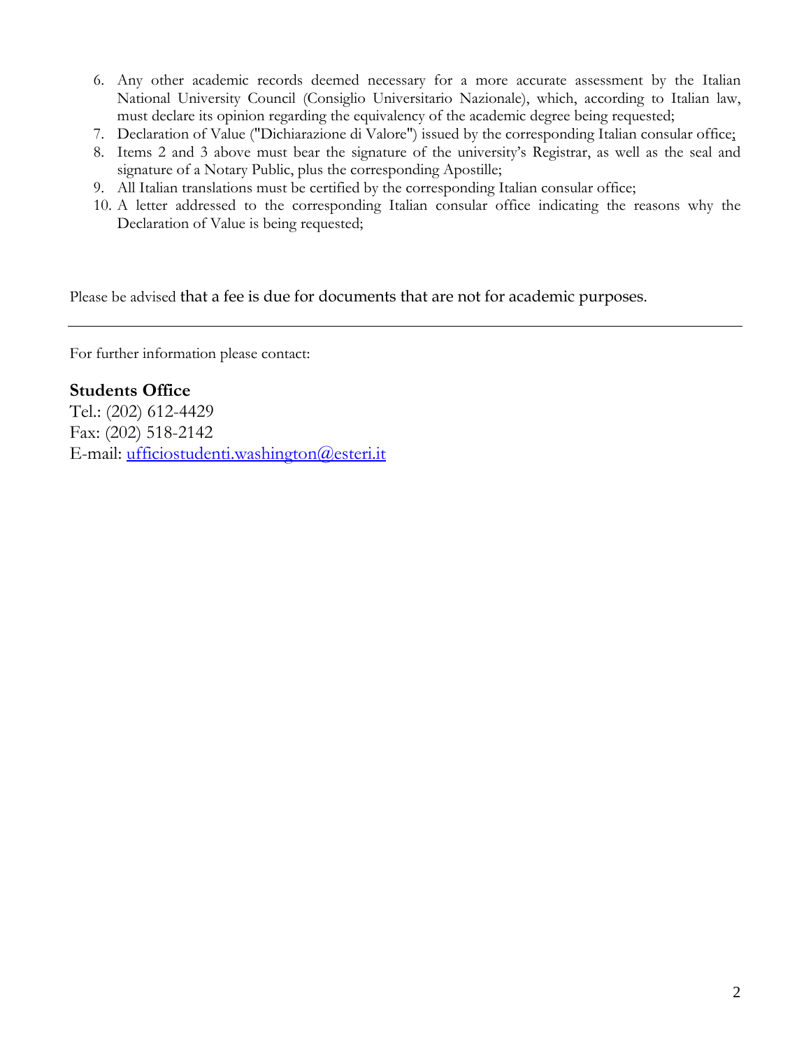6. Any other academic records deemed necessary for a more accurate assessment by the Italian National University Council (Consiglio Universitario Nazionale), which, according to Italian law, must declare its opinion regarding the equivalency of the academic degree being requested;
7. Declaration of Value ("Dichiarazione di Valore") issued by the corresponding Italian consular office;
8. Items 2 and 3 above must bear the signature of the university's Registrar, as well as the seal and signature of a Notary Public, plus the corresponding Apostille;
9. All Italian translations must be certified by the corresponding Italian consular office;
10. A letter addressed to the corresponding Italian consular office indicating the reasons why the Declaration of Value is being requested;

Please be advised that a fee is due for documents that are not for academic purposes.

---

For further information please contact:

**Students Office**
Tel.: (202) 612-4429
Fax: (202) 518-2142
E-mail: ufficiostudenti.washington@esteri.it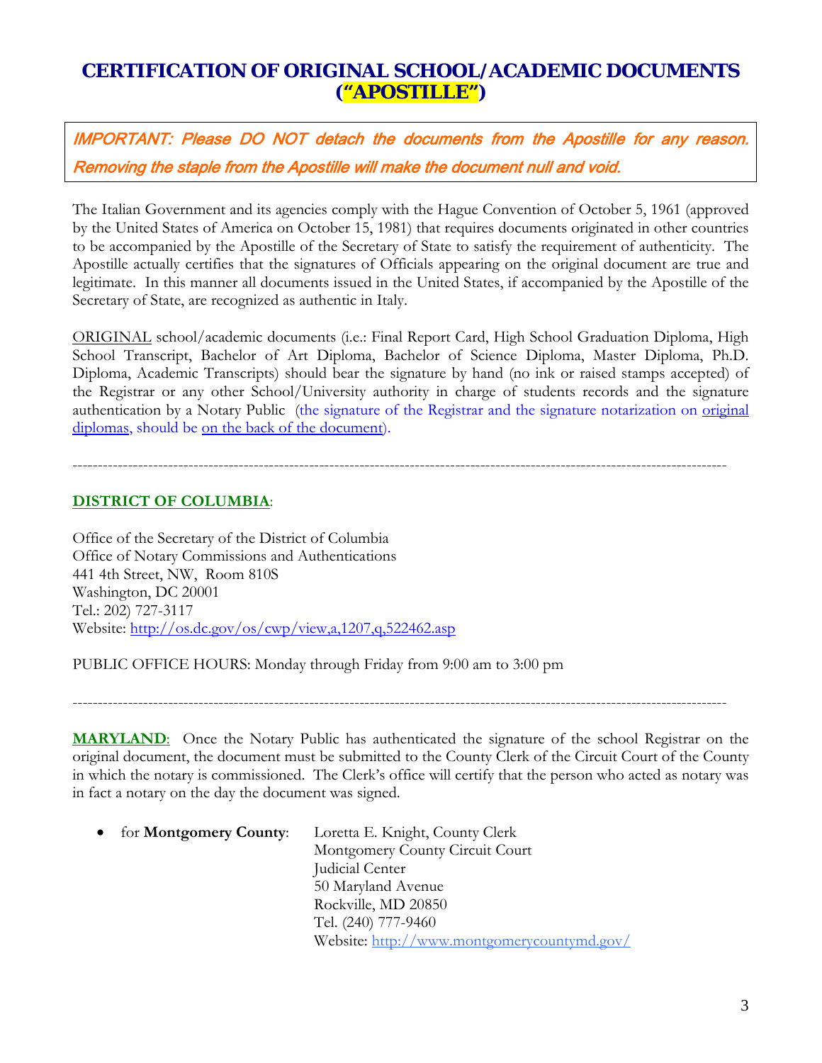# CERTIFICATION OF ORIGINAL SCHOOL/ACADEMIC DOCUMENTS ("APOSTILLE")

***IMPORTANT: Please DO NOT detach the documents from the Apostille for any reason. Removing the staple from the Apostille will make the document null and void.***

The Italian Government and its agencies comply with the Hague Convention of October 5, 1961 (approved by the United States of America on October 15, 1981) that requires documents originated in other countries to be accompanied by the Apostille of the Secretary of State to satisfy the requirement of authenticity. The Apostille actually certifies that the signatures of Officials appearing on the original document are true and legitimate. In this manner all documents issued in the United States, if accompanied by the Apostille of the Secretary of State, are recognized as authentic in Italy.

ORIGINAL school/academic documents (i.e.: Final Report Card, High School Graduation Diploma, High School Transcript, Bachelor of Art Diploma, Bachelor of Science Diploma, Master Diploma, Ph.D. Diploma, Academic Transcripts) should bear the signature by hand (no ink or raised stamps accepted) of the Registrar or any other School/University authority in charge of students records and the signature authentication by a Notary Public (the signature of the Registrar and the signature notarization on original diplomas, should be on the back of the document).

---

**DISTRICT OF COLUMBIA**:

Office of the Secretary of the District of Columbia
Office of Notary Commissions and Authentications
441 4th Street, NW, Room 810S
Washington, DC 20001
Tel.: 202) 727-3117
Website: http://os.dc.gov/os/cwp/view,a,1207,q,522462.asp

PUBLIC OFFICE HOURS: Monday through Friday from 9:00 am to 3:00 pm

---

**MARYLAND**: Once the Notary Public has authenticated the signature of the school Registrar on the original document, the document must be submitted to the County Clerk of the Circuit Court of the County in which the notary is commissioned. The Clerk's office will certify that the person who acted as notary was in fact a notary on the day the document was signed.

- for **Montgomery County**: Loretta E. Knight, County Clerk
  Montgomery County Circuit Court
  Judicial Center
  50 Maryland Avenue
  Rockville, MD 20850
  Tel. (240) 777-9460
  Website: http://www.montgomerycountymd.gov/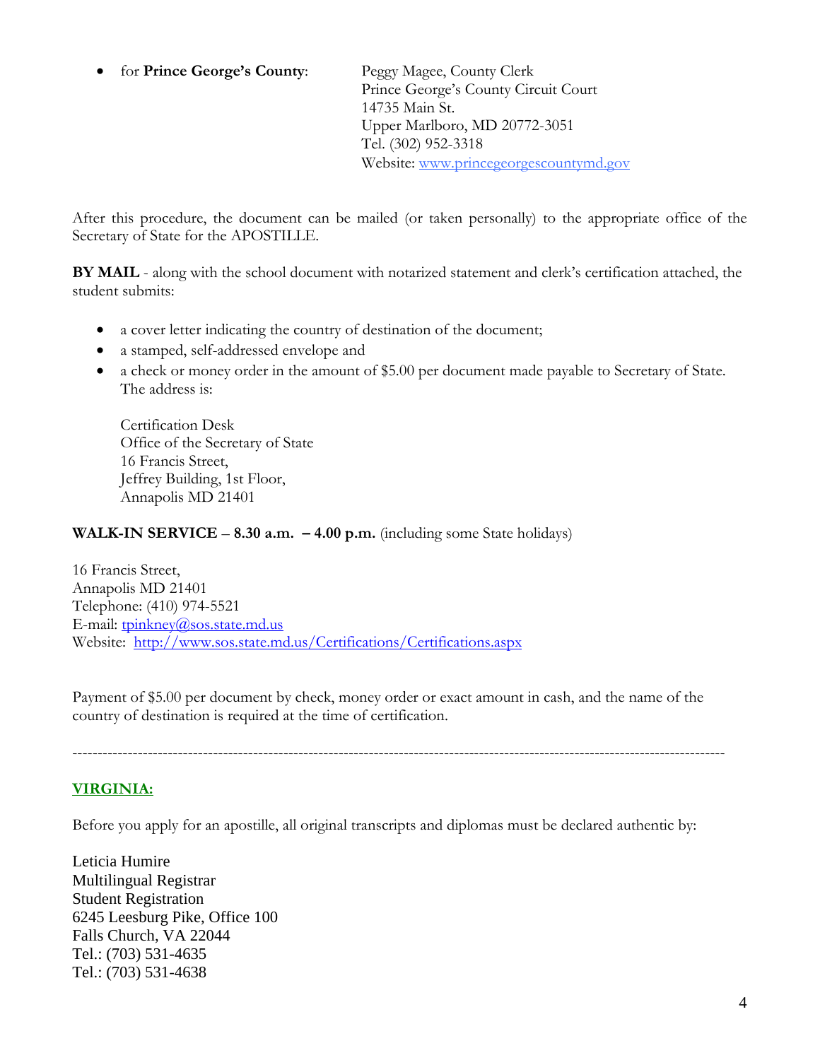- for **Prince George's County**: Peggy Magee, County Clerk
  Prince George's County Circuit Court
  14735 Main St.
  Upper Marlboro, MD 20772-3051
  Tel. (302) 952-3318
  Website: [www.princegeorgescountymd.gov](www.princegeorgescountymd.gov)

After this procedure, the document can be mailed (or taken personally) to the appropriate office of the Secretary of State for the APOSTILLE.

**BY MAIL** - along with the school document with notarized statement and clerk's certification attached, the student submits:

- a cover letter indicating the country of destination of the document;
- a stamped, self-addressed envelope and
- a check or money order in the amount of $5.00 per document made payable to Secretary of State. The address is:

  Certification Desk
  Office of the Secretary of State
  16 Francis Street,
  Jeffrey Building, 1st Floor,
  Annapolis MD 21401

**WALK-IN SERVICE** – **8.30 a.m. – 4.00 p.m.** (including some State holidays)

16 Francis Street,
Annapolis MD 21401
Telephone: (410) 974-5521
E-mail: [tpinkney@sos.state.md.us](mailto:tpinkney@sos.state.md.us)
Website: [http://www.sos.state.md.us/Certifications/Certifications.aspx](http://www.sos.state.md.us/Certifications/Certifications.aspx)

Payment of $5.00 per document by check, money order or exact amount in cash, and the name of the country of destination is required at the time of certification.

---

## VIRGINIA:

Before you apply for an apostille, all original transcripts and diplomas must be declared authentic by:

Leticia Humire
Multilingual Registrar
Student Registration
6245 Leesburg Pike, Office 100
Falls Church, VA 22044
Tel.: (703) 531-4635
Tel.: (703) 531-4638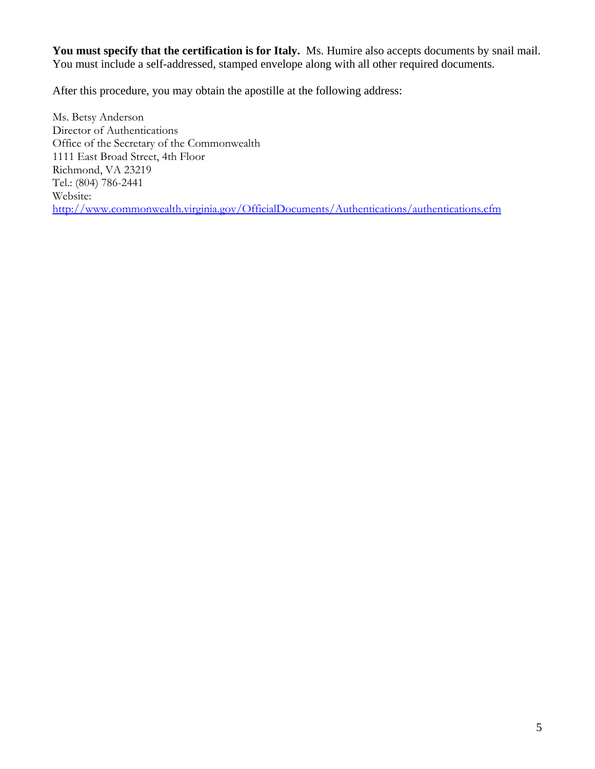**You must specify that the certification is for Italy.** Ms. Humire also accepts documents by snail mail. You must include a self-addressed, stamped envelope along with all other required documents.

After this procedure, you may obtain the apostille at the following address:

Ms. Betsy Anderson  
Director of Authentications  
Office of the Secretary of the Commonwealth  
1111 East Broad Street, 4th Floor  
Richmond, VA 23219  
Tel.: (804) 786-2441  
Website:  
http://www.commonwealth.virginia.gov/OfficialDocuments/Authentications/authentications.cfm